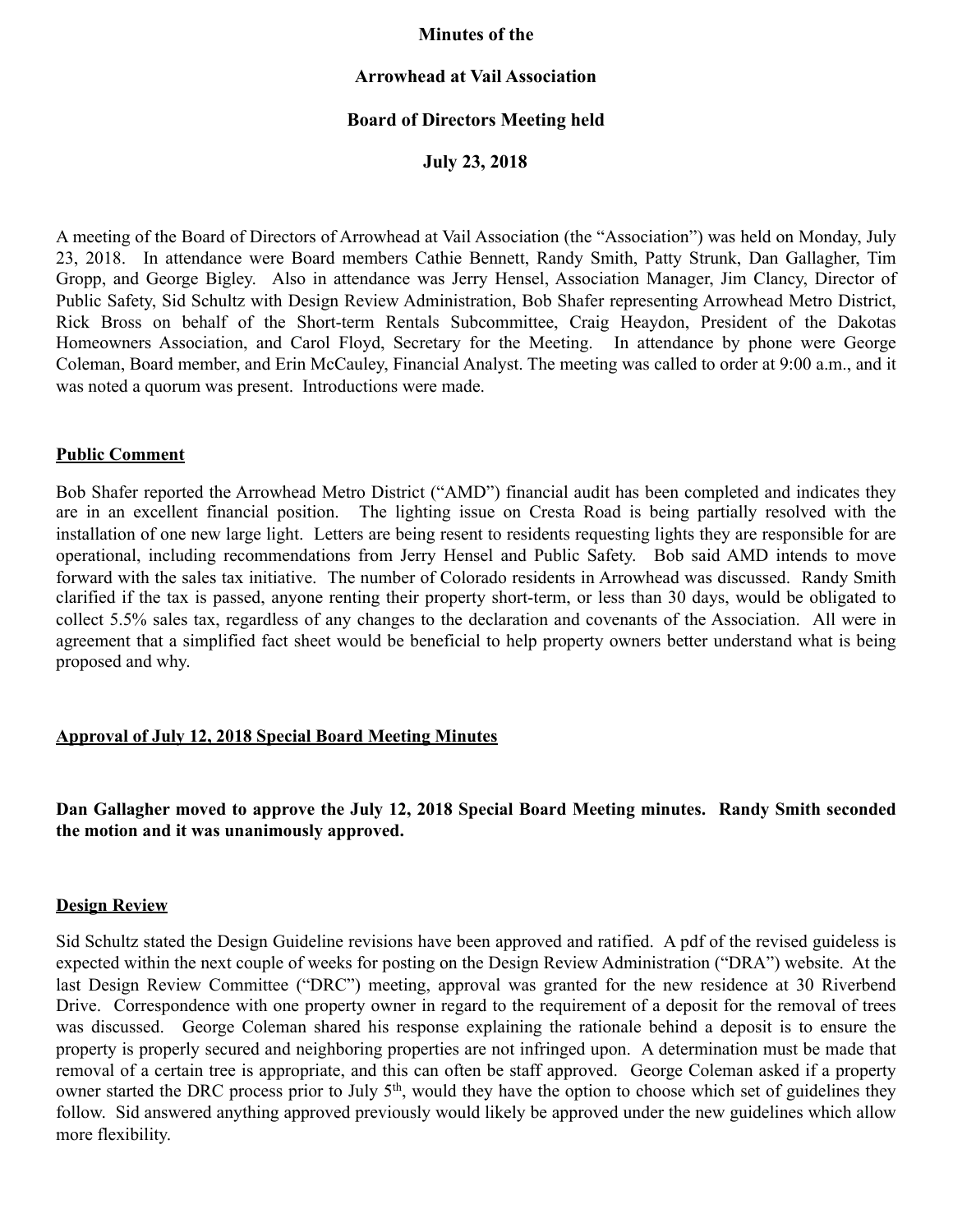**Minutes of the**

**Arrowhead at Vail Association**

**Board of Directors Meeting held**

**July 23, 2018**

A meeting of the Board of Directors of Arrowhead at Vail Association (the "Association") was held on Monday, July 23, 2018. In attendance were Board members Cathie Bennett, Randy Smith, Patty Strunk, Dan Gallagher, Tim Gropp, and George Bigley. Also in attendance was Jerry Hensel, Association Manager, Jim Clancy, Director of Public Safety, Sid Schultz with Design Review Administration, Bob Shafer representing Arrowhead Metro District, Rick Bross on behalf of the Short-term Rentals Subcommittee, Craig Heaydon, President of the Dakotas Homeowners Association, and Carol Floyd, Secretary for the Meeting. In attendance by phone were George Coleman, Board member, and Erin McCauley, Financial Analyst. The meeting was called to order at 9:00 a.m., and it was noted a quorum was present. Introductions were made.

## Public Comment

Bob Shafer reported the Arrowhead Metro District ("AMD") financial audit has been completed and indicates they are in an excellent financial position. The lighting issue on Cresta Road is being partially resolved with the installation of one new large light. Letters are being resent to residents requesting lights they are responsible for are operational, including recommendations from Jerry Hensel and Public Safety. Bob said AMD intends to move forward with the sales tax initiative. The number of Colorado residents in Arrowhead was discussed. Randy Smith clarified if the tax is passed, anyone renting their property short-term, or less than 30 days, would be obligated to collect 5.5% sales tax, regardless of any changes to the declaration and covenants of the Association. All were in agreement that a simplified fact sheet would be beneficial to help property owners better understand what is being proposed and why.

## Approval of July 12, 2018 Special Board Meeting Minutes

**Dan Gallagher moved to approve the July 12, 2018 Special Board Meeting minutes. Randy Smith seconded the motion and it was unanimously approved.**

## Design Review

Sid Schultz stated the Design Guideline revisions have been approved and ratified. A pdf of the revised guideless is expected within the next couple of weeks for posting on the Design Review Administration ("DRA") website. At the last Design Review Committee ("DRC") meeting, approval was granted for the new residence at 30 Riverbend Drive. Correspondence with one property owner in regard to the requirement of a deposit for the removal of trees was discussed. George Coleman shared his response explaining the rationale behind a deposit is to ensure the property is properly secured and neighboring properties are not infringed upon. A determination must be made that removal of a certain tree is appropriate, and this can often be staff approved. George Coleman asked if a property owner started the DRC process prior to July 5th, would they have the option to choose which set of guidelines they follow. Sid answered anything approved previously would likely be approved under the new guidelines which allow more flexibility.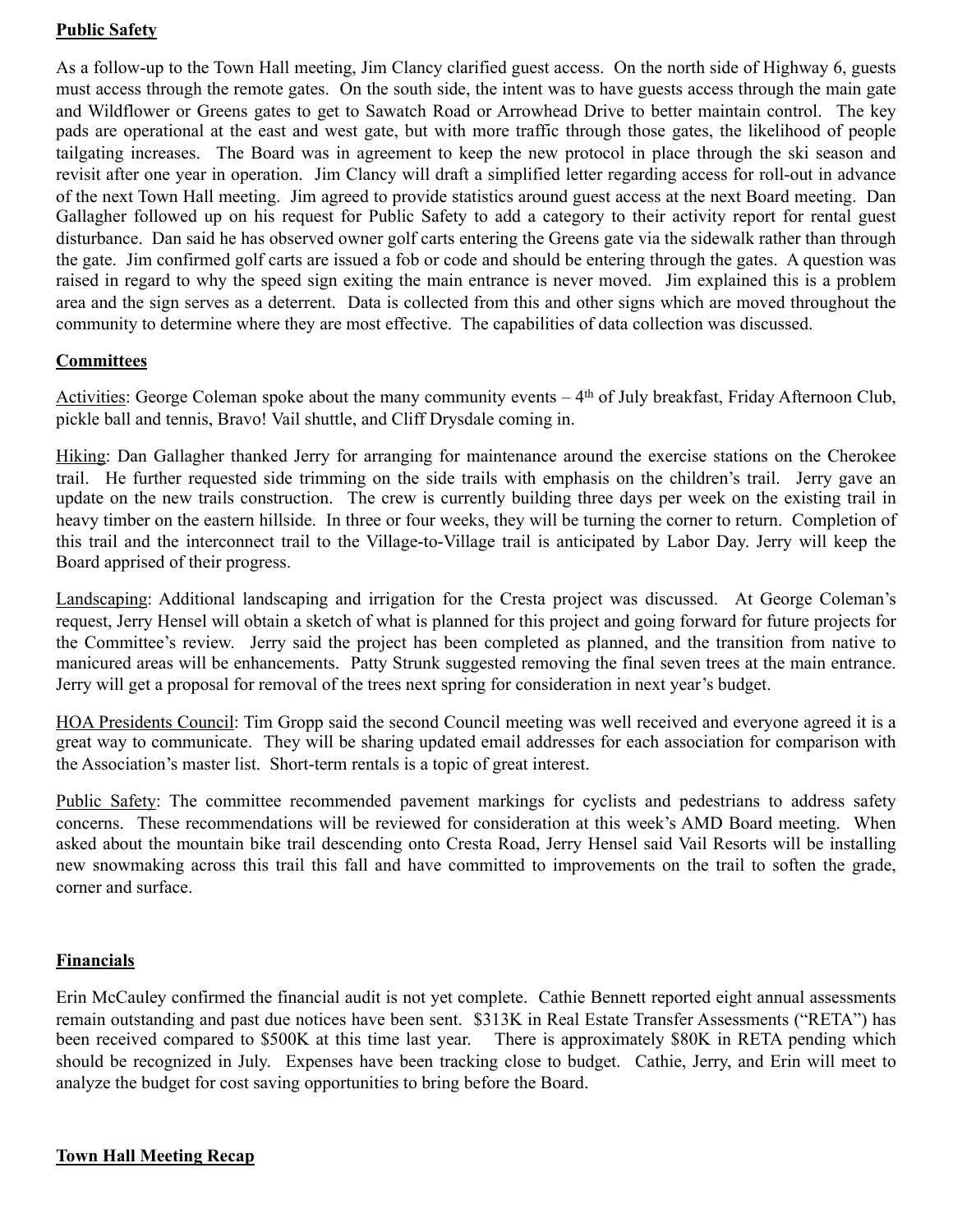**Public Safety**

As a follow-up to the Town Hall meeting, Jim Clancy clarified guest access. On the north side of Highway 6, guests must access through the remote gates. On the south side, the intent was to have guests access through the main gate and Wildflower or Greens gates to get to Sawatch Road or Arrowhead Drive to better maintain control. The key pads are operational at the east and west gate, but with more traffic through those gates, the likelihood of people tailgating increases. The Board was in agreement to keep the new protocol in place through the ski season and revisit after one year in operation. Jim Clancy will draft a simplified letter regarding access for roll-out in advance of the next Town Hall meeting. Jim agreed to provide statistics around guest access at the next Board meeting. Dan Gallagher followed up on his request for Public Safety to add a category to their activity report for rental guest disturbance. Dan said he has observed owner golf carts entering the Greens gate via the sidewalk rather than through the gate. Jim confirmed golf carts are issued a fob or code and should be entering through the gates. A question was raised in regard to why the speed sign exiting the main entrance is never moved. Jim explained this is a problem area and the sign serves as a deterrent. Data is collected from this and other signs which are moved throughout the community to determine where they are most effective. The capabilities of data collection was discussed.

**Committees**

Activities: George Coleman spoke about the many community events – 4th of July breakfast, Friday Afternoon Club, pickle ball and tennis, Bravo! Vail shuttle, and Cliff Drysdale coming in.

Hiking: Dan Gallagher thanked Jerry for arranging for maintenance around the exercise stations on the Cherokee trail. He further requested side trimming on the side trails with emphasis on the children's trail. Jerry gave an update on the new trails construction. The crew is currently building three days per week on the existing trail in heavy timber on the eastern hillside. In three or four weeks, they will be turning the corner to return. Completion of this trail and the interconnect trail to the Village-to-Village trail is anticipated by Labor Day. Jerry will keep the Board apprised of their progress.

Landscaping: Additional landscaping and irrigation for the Cresta project was discussed. At George Coleman's request, Jerry Hensel will obtain a sketch of what is planned for this project and going forward for future projects for the Committee's review. Jerry said the project has been completed as planned, and the transition from native to manicured areas will be enhancements. Patty Strunk suggested removing the final seven trees at the main entrance. Jerry will get a proposal for removal of the trees next spring for consideration in next year's budget.

HOA Presidents Council: Tim Gropp said the second Council meeting was well received and everyone agreed it is a great way to communicate. They will be sharing updated email addresses for each association for comparison with the Association's master list. Short-term rentals is a topic of great interest.

Public Safety: The committee recommended pavement markings for cyclists and pedestrians to address safety concerns. These recommendations will be reviewed for consideration at this week's AMD Board meeting. When asked about the mountain bike trail descending onto Cresta Road, Jerry Hensel said Vail Resorts will be installing new snowmaking across this trail this fall and have committed to improvements on the trail to soften the grade, corner and surface.

**Financials**

Erin McCauley confirmed the financial audit is not yet complete. Cathie Bennett reported eight annual assessments remain outstanding and past due notices have been sent. $313K in Real Estate Transfer Assessments ("RETA") has been received compared to $500K at this time last year. There is approximately $80K in RETA pending which should be recognized in July. Expenses have been tracking close to budget. Cathie, Jerry, and Erin will meet to analyze the budget for cost saving opportunities to bring before the Board.

**Town Hall Meeting Recap**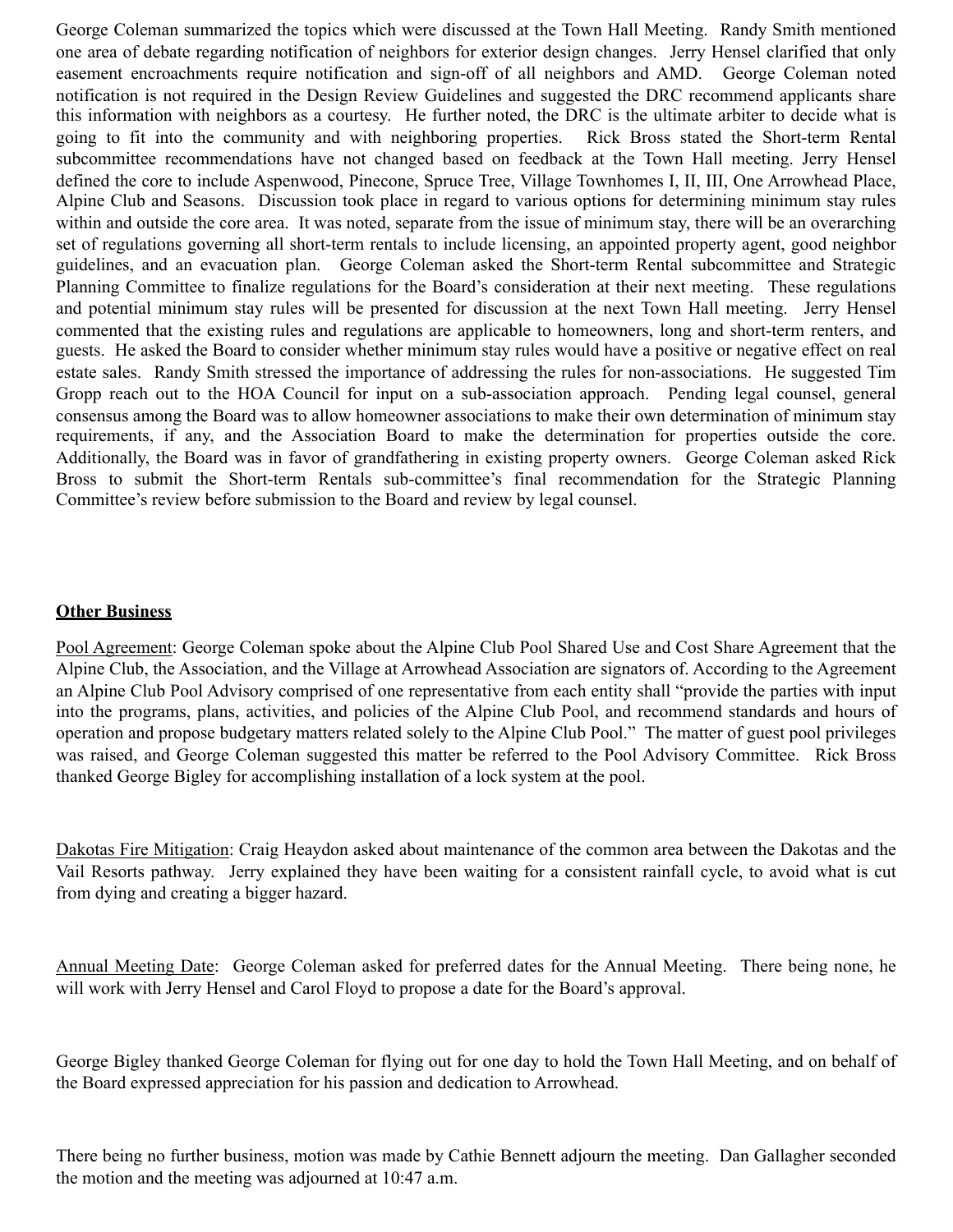George Coleman summarized the topics which were discussed at the Town Hall Meeting. Randy Smith mentioned one area of debate regarding notification of neighbors for exterior design changes. Jerry Hensel clarified that only easement encroachments require notification and sign-off of all neighbors and AMD. George Coleman noted notification is not required in the Design Review Guidelines and suggested the DRC recommend applicants share this information with neighbors as a courtesy. He further noted, the DRC is the ultimate arbiter to decide what is going to fit into the community and with neighboring properties. Rick Bross stated the Short-term Rental subcommittee recommendations have not changed based on feedback at the Town Hall meeting. Jerry Hensel defined the core to include Aspenwood, Pinecone, Spruce Tree, Village Townhomes I, II, III, One Arrowhead Place, Alpine Club and Seasons. Discussion took place in regard to various options for determining minimum stay rules within and outside the core area. It was noted, separate from the issue of minimum stay, there will be an overarching set of regulations governing all short-term rentals to include licensing, an appointed property agent, good neighbor guidelines, and an evacuation plan. George Coleman asked the Short-term Rental subcommittee and Strategic Planning Committee to finalize regulations for the Board's consideration at their next meeting. These regulations and potential minimum stay rules will be presented for discussion at the next Town Hall meeting. Jerry Hensel commented that the existing rules and regulations are applicable to homeowners, long and short-term renters, and guests. He asked the Board to consider whether minimum stay rules would have a positive or negative effect on real estate sales. Randy Smith stressed the importance of addressing the rules for non-associations. He suggested Tim Gropp reach out to the HOA Council for input on a sub-association approach. Pending legal counsel, general consensus among the Board was to allow homeowner associations to make their own determination of minimum stay requirements, if any, and the Association Board to make the determination for properties outside the core. Additionally, the Board was in favor of grandfathering in existing property owners. George Coleman asked Rick Bross to submit the Short-term Rentals sub-committee's final recommendation for the Strategic Planning Committee's review before submission to the Board and review by legal counsel.

**Other Business**

Pool Agreement: George Coleman spoke about the Alpine Club Pool Shared Use and Cost Share Agreement that the Alpine Club, the Association, and the Village at Arrowhead Association are signators of. According to the Agreement an Alpine Club Pool Advisory comprised of one representative from each entity shall "provide the parties with input into the programs, plans, activities, and policies of the Alpine Club Pool, and recommend standards and hours of operation and propose budgetary matters related solely to the Alpine Club Pool." The matter of guest pool privileges was raised, and George Coleman suggested this matter be referred to the Pool Advisory Committee. Rick Bross thanked George Bigley for accomplishing installation of a lock system at the pool.

Dakotas Fire Mitigation: Craig Heaydon asked about maintenance of the common area between the Dakotas and the Vail Resorts pathway. Jerry explained they have been waiting for a consistent rainfall cycle, to avoid what is cut from dying and creating a bigger hazard.

Annual Meeting Date: George Coleman asked for preferred dates for the Annual Meeting. There being none, he will work with Jerry Hensel and Carol Floyd to propose a date for the Board's approval.

George Bigley thanked George Coleman for flying out for one day to hold the Town Hall Meeting, and on behalf of the Board expressed appreciation for his passion and dedication to Arrowhead.

There being no further business, motion was made by Cathie Bennett adjourn the meeting. Dan Gallagher seconded the motion and the meeting was adjourned at 10:47 a.m.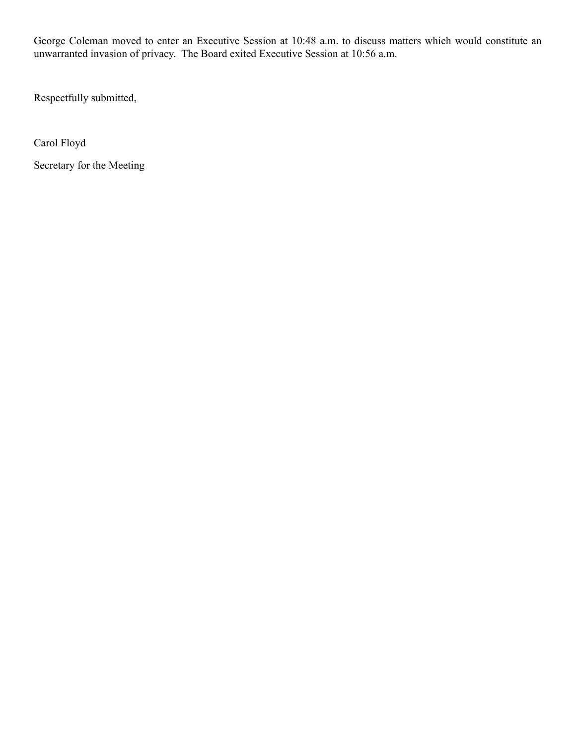George Coleman moved to enter an Executive Session at 10:48 a.m. to discuss matters which would constitute an unwarranted invasion of privacy. The Board exited Executive Session at 10:56 a.m.

Respectfully submitted,

Carol Floyd

Secretary for the Meeting